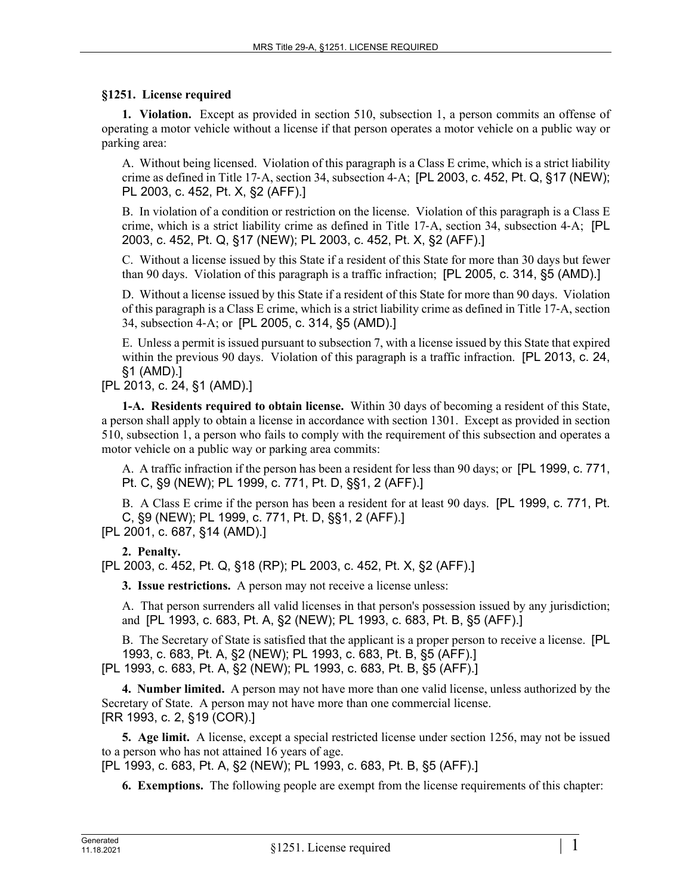## §1251. License required

**1. Violation.** Except as provided in section 510, subsection 1, a person commits an offense of operating a motor vehicle without a license if that person operates a motor vehicle on a public way or parking area:

A. Without being licensed. Violation of this paragraph is a Class E crime, which is a strict liability crime as defined in Title 17-A, section 34, subsection 4-A; [PL 2003, c. 452, Pt. Q, §17 (NEW); PL 2003, c. 452, Pt. X, §2 (AFF).]

B. In violation of a condition or restriction on the license. Violation of this paragraph is a Class E crime, which is a strict liability crime as defined in Title 17-A, section 34, subsection 4-A; [PL 2003, c. 452, Pt. Q, §17 (NEW); PL 2003, c. 452, Pt. X, §2 (AFF).]

C. Without a license issued by this State if a resident of this State for more than 30 days but fewer than 90 days. Violation of this paragraph is a traffic infraction; [PL 2005, c. 314, §5 (AMD).]

D. Without a license issued by this State if a resident of this State for more than 90 days. Violation of this paragraph is a Class E crime, which is a strict liability crime as defined in Title 17-A, section 34, subsection 4-A; or [PL 2005, c. 314, §5 (AMD).]

E. Unless a permit is issued pursuant to subsection 7, with a license issued by this State that expired within the previous 90 days. Violation of this paragraph is a traffic infraction. [PL 2013, c. 24, §1 (AMD).]

[PL 2013, c. 24, §1 (AMD).]

**1-A. Residents required to obtain license.** Within 30 days of becoming a resident of this State, a person shall apply to obtain a license in accordance with section 1301. Except as provided in section 510, subsection 1, a person who fails to comply with the requirement of this subsection and operates a motor vehicle on a public way or parking area commits:

A. A traffic infraction if the person has been a resident for less than 90 days; or [PL 1999, c. 771, Pt. C, §9 (NEW); PL 1999, c. 771, Pt. D, §§1, 2 (AFF).]

B. A Class E crime if the person has been a resident for at least 90 days. [PL 1999, c. 771, Pt. C, §9 (NEW); PL 1999, c. 771, Pt. D, §§1, 2 (AFF).]

[PL 2001, c. 687, §14 (AMD).]

**2. Penalty.**

[PL 2003, c. 452, Pt. Q, §18 (RP); PL 2003, c. 452, Pt. X, §2 (AFF).]

**3. Issue restrictions.** A person may not receive a license unless:

A. That person surrenders all valid licenses in that person's possession issued by any jurisdiction; and [PL 1993, c. 683, Pt. A, §2 (NEW); PL 1993, c. 683, Pt. B, §5 (AFF).]

B. The Secretary of State is satisfied that the applicant is a proper person to receive a license. [PL 1993, c. 683, Pt. A, §2 (NEW); PL 1993, c. 683, Pt. B, §5 (AFF).]

[PL 1993, c. 683, Pt. A, §2 (NEW); PL 1993, c. 683, Pt. B, §5 (AFF).]

**4. Number limited.** A person may not have more than one valid license, unless authorized by the Secretary of State. A person may not have more than one commercial license.

[RR 1993, c. 2, §19 (COR).]

**5. Age limit.** A license, except a special restricted license under section 1256, may not be issued to a person who has not attained 16 years of age.

[PL 1993, c. 683, Pt. A, §2 (NEW); PL 1993, c. 683, Pt. B, §5 (AFF).]

**6. Exemptions.** The following people are exempt from the license requirements of this chapter: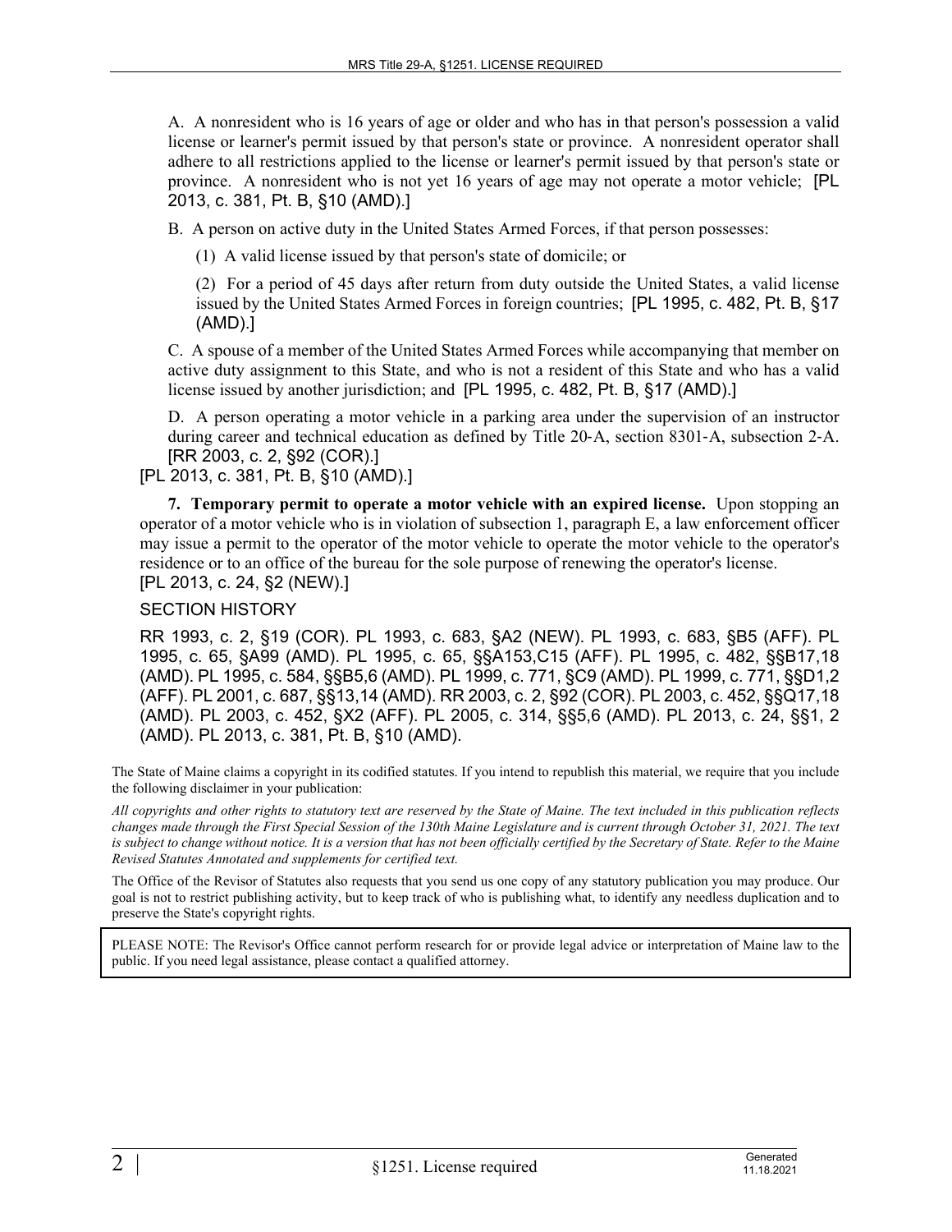A. A nonresident who is 16 years of age or older and who has in that person's possession a valid license or learner's permit issued by that person's state or province. A nonresident operator shall adhere to all restrictions applied to the license or learner's permit issued by that person's state or province. A nonresident who is not yet 16 years of age may not operate a motor vehicle; [PL 2013, c. 381, Pt. B, §10 (AMD).]

B. A person on active duty in the United States Armed Forces, if that person possesses:

(1) A valid license issued by that person's state of domicile; or

(2) For a period of 45 days after return from duty outside the United States, a valid license issued by the United States Armed Forces in foreign countries; [PL 1995, c. 482, Pt. B, §17 (AMD).]

C. A spouse of a member of the United States Armed Forces while accompanying that member on active duty assignment to this State, and who is not a resident of this State and who has a valid license issued by another jurisdiction; and [PL 1995, c. 482, Pt. B, §17 (AMD).]

D. A person operating a motor vehicle in a parking area under the supervision of an instructor during career and technical education as defined by Title 20-A, section 8301-A, subsection 2-A. [RR 2003, c. 2, §92 (COR).]

[PL 2013, c. 381, Pt. B, §10 (AMD).]

**7. Temporary permit to operate a motor vehicle with an expired license.** Upon stopping an operator of a motor vehicle who is in violation of subsection 1, paragraph E, a law enforcement officer may issue a permit to the operator of the motor vehicle to operate the motor vehicle to the operator's residence or to an office of the bureau for the sole purpose of renewing the operator's license.
[PL 2013, c. 24, §2 (NEW).]

SECTION HISTORY

RR 1993, c. 2, §19 (COR). PL 1993, c. 683, §A2 (NEW). PL 1993, c. 683, §B5 (AFF). PL 1995, c. 65, §A99 (AMD). PL 1995, c. 65, §§A153,C15 (AFF). PL 1995, c. 482, §§B17,18 (AMD). PL 1995, c. 584, §§B5,6 (AMD). PL 1999, c. 771, §C9 (AMD). PL 1999, c. 771, §§D1,2 (AFF). PL 2001, c. 687, §§13,14 (AMD). RR 2003, c. 2, §92 (COR). PL 2003, c. 452, §§Q17,18 (AMD). PL 2003, c. 452, §X2 (AFF). PL 2005, c. 314, §§5,6 (AMD). PL 2013, c. 24, §§1, 2 (AMD). PL 2013, c. 381, Pt. B, §10 (AMD).

The State of Maine claims a copyright in its codified statutes. If you intend to republish this material, we require that you include the following disclaimer in your publication:

*All copyrights and other rights to statutory text are reserved by the State of Maine. The text included in this publication reflects changes made through the First Special Session of the 130th Maine Legislature and is current through October 31, 2021. The text is subject to change without notice. It is a version that has not been officially certified by the Secretary of State. Refer to the Maine Revised Statutes Annotated and supplements for certified text.*

The Office of the Revisor of Statutes also requests that you send us one copy of any statutory publication you may produce. Our goal is not to restrict publishing activity, but to keep track of who is publishing what, to identify any needless duplication and to preserve the State's copyright rights.

PLEASE NOTE: The Revisor's Office cannot perform research for or provide legal advice or interpretation of Maine law to the public. If you need legal assistance, please contact a qualified attorney.